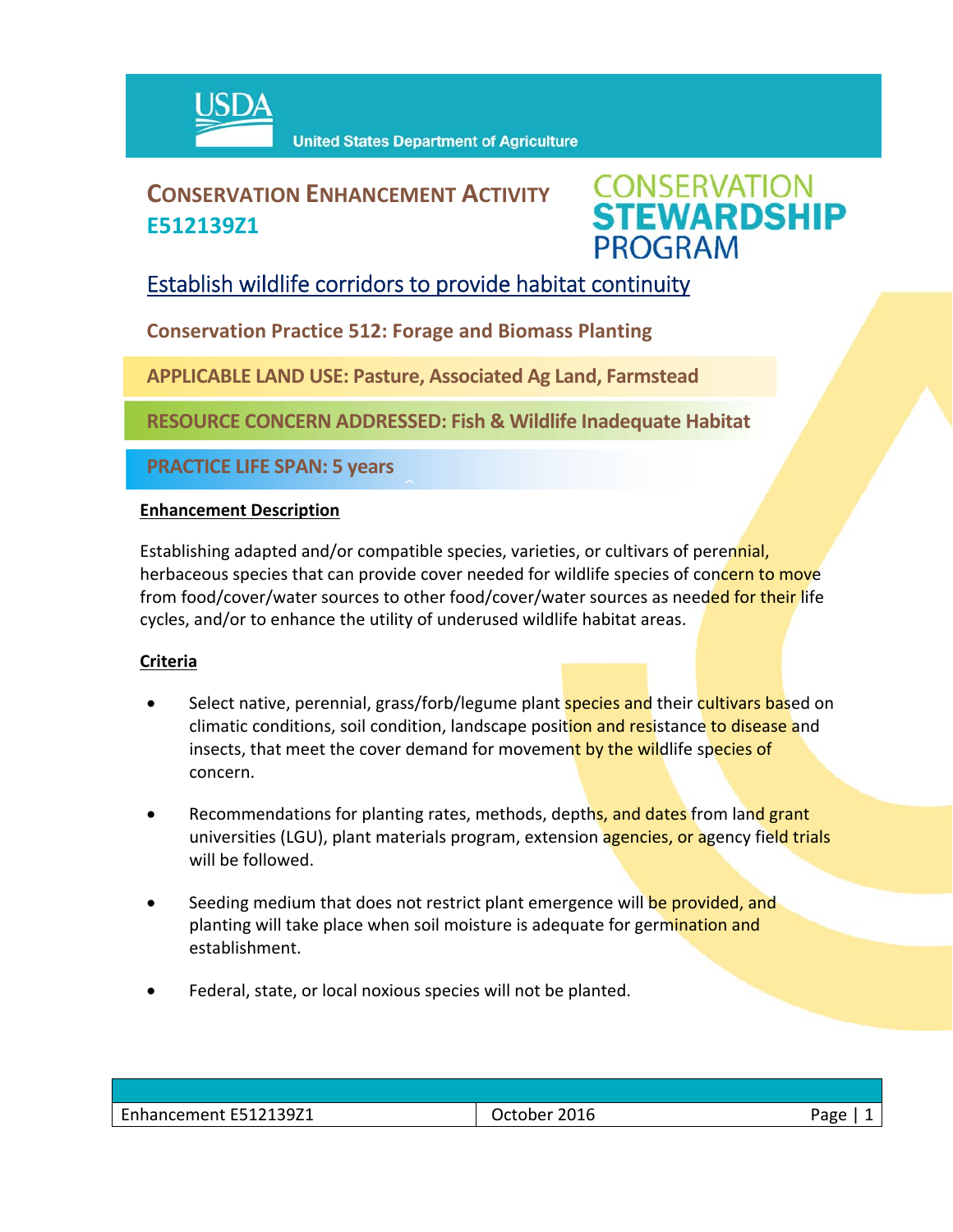USDA United States Department of Agriculture

# CONSERVATION ENHANCEMENT ACTIVITY E512139Z1

CONSERVATION STEWARDSHIP PROGRAM

## Establish wildlife corridors to provide habitat continuity

**Conservation Practice 512: Forage and Biomass Planting**

**APPLICABLE LAND USE: Pasture, Associated Ag Land, Farmstead**

**RESOURCE CONCERN ADDRESSED: Fish & Wildlife Inadequate Habitat**

**PRACTICE LIFE SPAN: 5 years**

**Enhancement Description**

Establishing adapted and/or compatible species, varieties, or cultivars of perennial, herbaceous species that can provide cover needed for wildlife species of concern to move from food/cover/water sources to other food/cover/water sources as needed for their life cycles, and/or to enhance the utility of underused wildlife habitat areas.

**Criteria**

- Select native, perennial, grass/forb/legume plant species and their cultivars based on climatic conditions, soil condition, landscape position and resistance to disease and insects, that meet the cover demand for movement by the wildlife species of concern.
- Recommendations for planting rates, methods, depths, and dates from land grant universities (LGU), plant materials program, extension agencies, or agency field trials will be followed.
- Seeding medium that does not restrict plant emergence will be provided, and planting will take place when soil moisture is adequate for germination and establishment.
- Federal, state, or local noxious species will not be planted.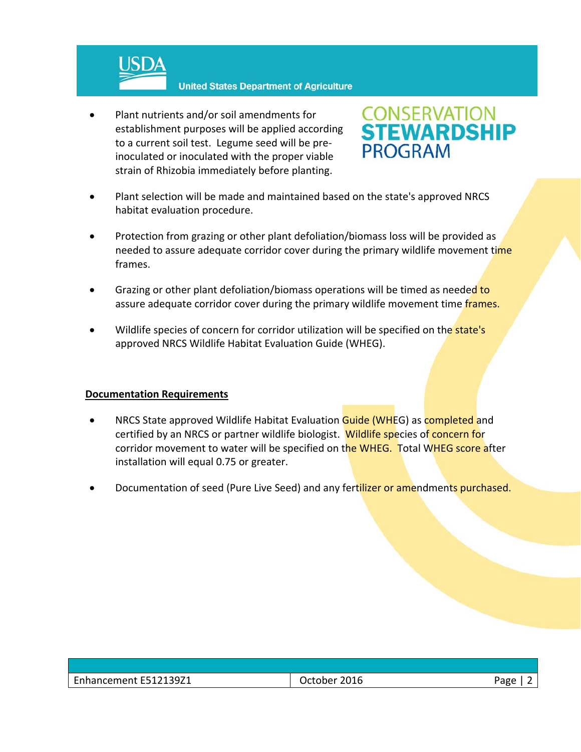- Plant nutrients and/or soil amendments for establishment purposes will be applied according to a current soil test. Legume seed will be pre-inoculated or inoculated with the proper viable strain of Rhizobia immediately before planting.

- Plant selection will be made and maintained based on the state's approved NRCS habitat evaluation procedure.

- Protection from grazing or other plant defoliation/biomass loss will be provided as needed to assure adequate corridor cover during the primary wildlife movement time frames.

- Grazing or other plant defoliation/biomass operations will be timed as needed to assure adequate corridor cover during the primary wildlife movement time frames.

- Wildlife species of concern for corridor utilization will be specified on the state's approved NRCS Wildlife Habitat Evaluation Guide (WHEG).

**Documentation Requirements**

- NRCS State approved Wildlife Habitat Evaluation Guide (WHEG) as completed and certified by an NRCS or partner wildlife biologist. Wildlife species of concern for corridor movement to water will be specified on the WHEG. Total WHEG score after installation will equal 0.75 or greater.

- Documentation of seed (Pure Live Seed) and any fertilizer or amendments purchased.